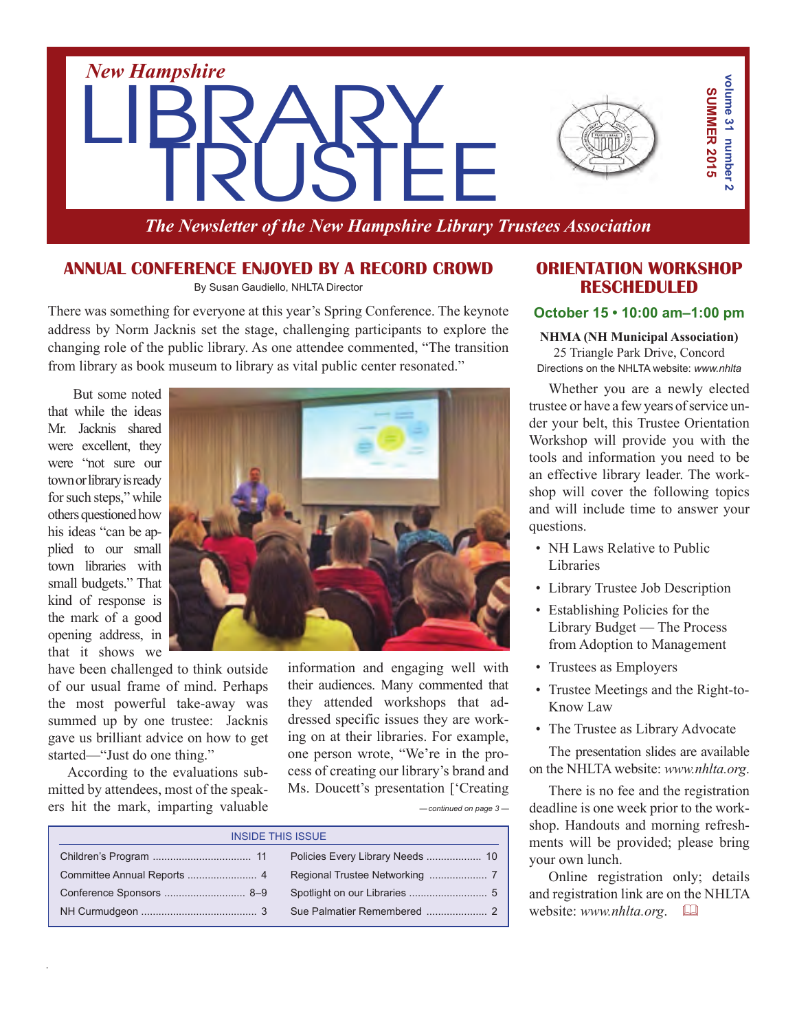# New Hampshire LIBRARY TRUSTEE

*The Newsletter of the New Hampshire Library Trustees Association*

volume 31 number 2
SUMMER 2015

## ANNUAL CONFERENCE ENJOYED BY A RECORD CROWD

By Susan Gaudiello, NHLTA Director

There was something for everyone at this year's Spring Conference. The keynote address by Norm Jacknis set the stage, challenging participants to explore the changing role of the public library. As one attendee commented, "The transition from library as book museum to library as vital public center resonated."

But some noted that while the ideas Mr. Jacknis shared were excellent, they were "not sure our town or library is ready for such steps," while others questioned how his ideas "can be applied to our small town libraries with small budgets." That kind of response is the mark of a good opening address, in that it shows we have been challenged to think outside of our usual frame of mind. Perhaps the most powerful take-away was summed up by one trustee: Jacknis gave us brilliant advice on how to get started—"Just do one thing."

According to the evaluations submitted by attendees, most of the speakers hit the mark, imparting valuable information and engaging well with their audiences. Many commented that they attended workshops that addressed specific issues they are working on at their libraries. For example, one person wrote, "We're in the process of creating our library's brand and Ms. Doucett's presentation ['Creating

*— continued on page 3 —*

| INSIDE THIS ISSUE | | | |
|---|---|---|---|
| Children's Program | 11 | Policies Every Library Needs | 10 |
| Committee Annual Reports | 4 | Regional Trustee Networking | 7 |
| Conference Sponsors | 8–9 | Spotlight on our Libraries | 5 |
| NH Curmudgeon | 3 | Sue Palmatier Remembered | 2 |

## ORIENTATION WORKSHOP RESCHEDULED

**October 15 • 10:00 am–1:00 pm**

**NHMA (NH Municipal Association)**
25 Triangle Park Drive, Concord
Directions on the NHLTA website: *www.nhlta*

Whether you are a newly elected trustee or have a few years of service under your belt, this Trustee Orientation Workshop will provide you with the tools and information you need to be an effective library leader. The workshop will cover the following topics and will include time to answer your questions.

- NH Laws Relative to Public Libraries
- Library Trustee Job Description
- Establishing Policies for the Library Budget — The Process from Adoption to Management
- Trustees as Employers
- Trustee Meetings and the Right-to-Know Law
- The Trustee as Library Advocate

The presentation slides are available on the NHLTA website: *www.nhlta.org*.

There is no fee and the registration deadline is one week prior to the workshop. Handouts and morning refreshments will be provided; please bring your own lunch.

Online registration only; details and registration link are on the NHLTA website: *www.nhlta.org*.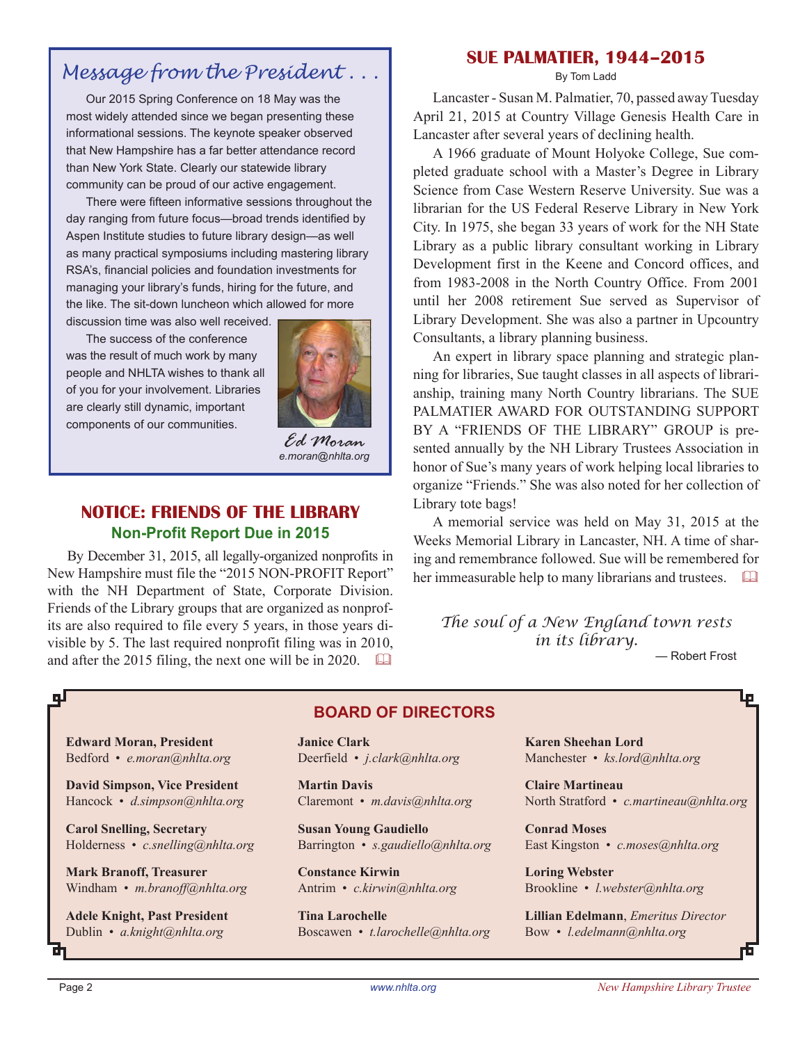## Message from the President . . .

Our 2015 Spring Conference on 18 May was the most widely attended since we began presenting these informational sessions. The keynote speaker observed that New Hampshire has a far better attendance record than New York State. Clearly our statewide library community can be proud of our active engagement.

There were fifteen informative sessions throughout the day ranging from future focus—broad trends identified by Aspen Institute studies to future library design—as well as many practical symposiums including mastering library RSA's, financial policies and foundation investments for managing your library's funds, hiring for the future, and the like. The sit-down luncheon which allowed for more discussion time was also well received.

The success of the conference was the result of much work by many people and NHLTA wishes to thank all of you for your involvement. Libraries are clearly still dynamic, important components of our communities.

*Ed Moran*
*e.moran@nhlta.org*

## NOTICE: FRIENDS OF THE LIBRARY

### Non-Profit Report Due in 2015

By December 31, 2015, all legally-organized nonprofits in New Hampshire must file the "2015 NON-PROFIT Report" with the NH Department of State, Corporate Division. Friends of the Library groups that are organized as nonprofits are also required to file every 5 years, in those years divisible by 5. The last required nonprofit filing was in 2010, and after the 2015 filing, the next one will be in 2020.

## SUE PALMATIER, 1944–2015

By Tom Ladd

Lancaster - Susan M. Palmatier, 70, passed away Tuesday April 21, 2015 at Country Village Genesis Health Care in Lancaster after several years of declining health.

A 1966 graduate of Mount Holyoke College, Sue completed graduate school with a Master's Degree in Library Science from Case Western Reserve University. Sue was a librarian for the US Federal Reserve Library in New York City. In 1975, she began 33 years of work for the NH State Library as a public library consultant working in Library Development first in the Keene and Concord offices, and from 1983-2008 in the North Country Office. From 2001 until her 2008 retirement Sue served as Supervisor of Library Development. She was also a partner in Upcountry Consultants, a library planning business.

An expert in library space planning and strategic planning for libraries, Sue taught classes in all aspects of librarianship, training many North Country librarians. The SUE PALMATIER AWARD FOR OUTSTANDING SUPPORT BY A "FRIENDS OF THE LIBRARY" GROUP is presented annually by the NH Library Trustees Association in honor of Sue's many years of work helping local libraries to organize "Friends." She was also noted for her collection of Library tote bags!

A memorial service was held on May 31, 2015 at the Weeks Memorial Library in Lancaster, NH. A time of sharing and remembrance followed. Sue will be remembered for her immeasurable help to many librarians and trustees.

*The soul of a New England town rests in its library.*

— Robert Frost

## BOARD OF DIRECTORS

**Edward Moran, President**
Bedford • *e.moran@nhlta.org*

**David Simpson, Vice President**
Hancock • *d.simpson@nhlta.org*

**Carol Snelling, Secretary**
Holderness • *c.snelling@nhlta.org*

**Mark Branoff, Treasurer**
Windham • *m.branoff@nhlta.org*

**Adele Knight, Past President**
Dublin • *a.knight@nhlta.org*

**Janice Clark**
Deerfield • *j.clark@nhlta.org*

**Martin Davis**
Claremont • *m.davis@nhlta.org*

**Susan Young Gaudiello**
Barrington • *s.gaudiello@nhlta.org*

**Constance Kirwin**
Antrim • *c.kirwin@nhlta.org*

**Tina Larochelle**
Boscawen • *t.larochelle@nhlta.org*

**Karen Sheehan Lord**
Manchester • *ks.lord@nhlta.org*

**Claire Martineau**
North Stratford • *c.martineau@nhlta.org*

**Conrad Moses**
East Kingston • *c.moses@nhlta.org*

**Loring Webster**
Brookline • *l.webster@nhlta.org*

**Lillian Edelmann**, *Emeritus Director*
Bow • *l.edelmann@nhlta.org*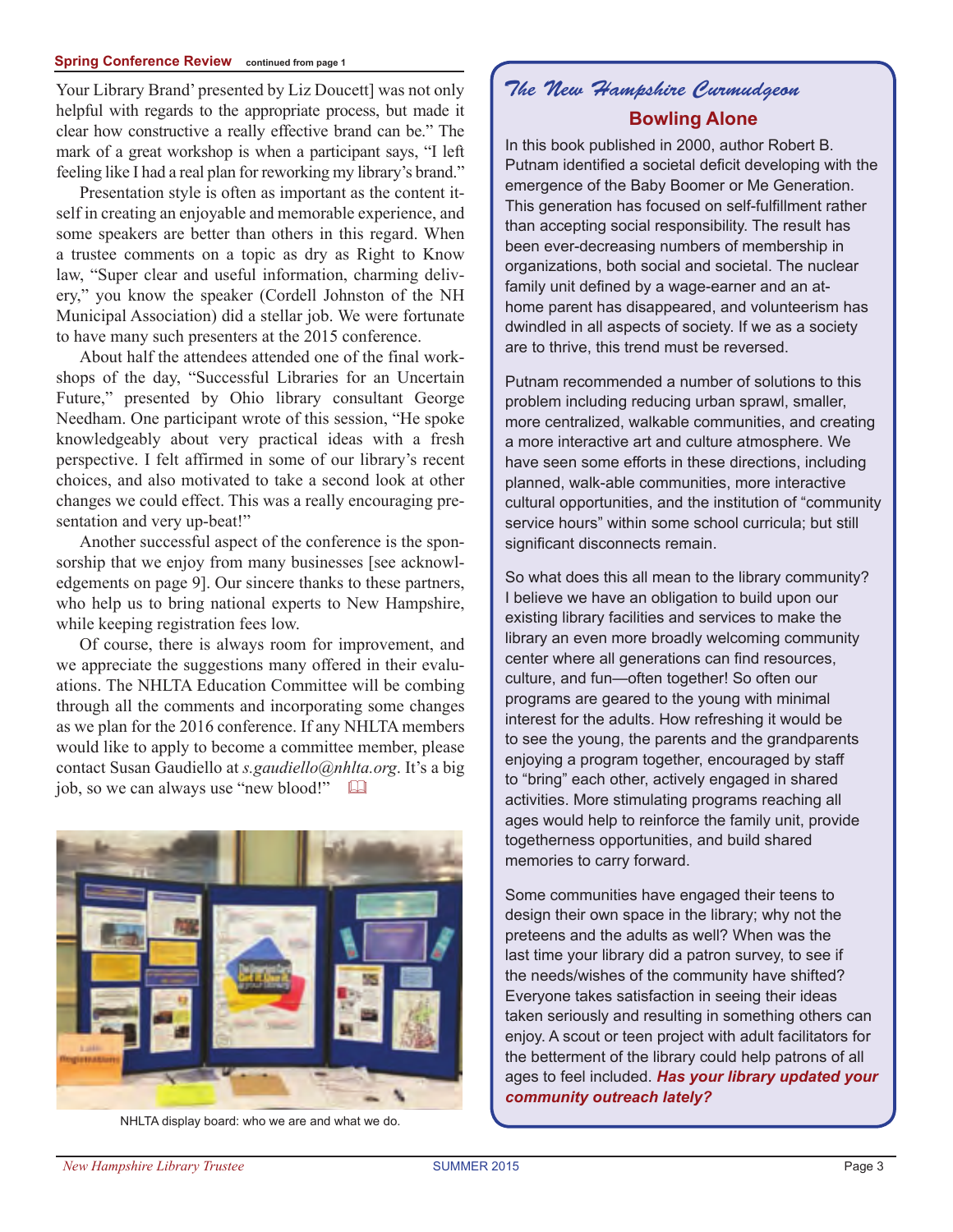## Spring Conference Review continued from page 1

Your Library Brand' presented by Liz Doucett] was not only helpful with regards to the appropriate process, but made it clear how constructive a really effective brand can be." The mark of a great workshop is when a participant says, "I left feeling like I had a real plan for reworking my library's brand."

Presentation style is often as important as the content itself in creating an enjoyable and memorable experience, and some speakers are better than others in this regard. When a trustee comments on a topic as dry as Right to Know law, "Super clear and useful information, charming delivery," you know the speaker (Cordell Johnston of the NH Municipal Association) did a stellar job. We were fortunate to have many such presenters at the 2015 conference.

About half the attendees attended one of the final workshops of the day, "Successful Libraries for an Uncertain Future," presented by Ohio library consultant George Needham. One participant wrote of this session, "He spoke knowledgeably about very practical ideas with a fresh perspective. I felt affirmed in some of our library's recent choices, and also motivated to take a second look at other changes we could effect. This was a really encouraging presentation and very up-beat!"

Another successful aspect of the conference is the sponsorship that we enjoy from many businesses [see acknowledgements on page 9]. Our sincere thanks to these partners, who help us to bring national experts to New Hampshire, while keeping registration fees low.

Of course, there is always room for improvement, and we appreciate the suggestions many offered in their evaluations. The NHLTA Education Committee will be combing through all the comments and incorporating some changes as we plan for the 2016 conference. If any NHLTA members would like to apply to become a committee member, please contact Susan Gaudiello at *s.gaudiello@nhlta.org*. It's a big job, so we can always use "new blood!"

NHLTA display board: who we are and what we do.

## *The New Hampshire Curmudgeon*

### Bowling Alone

In this book published in 2000, author Robert B. Putnam identified a societal deficit developing with the emergence of the Baby Boomer or Me Generation. This generation has focused on self-fulfillment rather than accepting social responsibility. The result has been ever-decreasing numbers of membership in organizations, both social and societal. The nuclear family unit defined by a wage-earner and an at-home parent has disappeared, and volunteerism has dwindled in all aspects of society. If we as a society are to thrive, this trend must be reversed.

Putnam recommended a number of solutions to this problem including reducing urban sprawl, smaller, more centralized, walkable communities, and creating a more interactive art and culture atmosphere. We have seen some efforts in these directions, including planned, walk-able communities, more interactive cultural opportunities, and the institution of "community service hours" within some school curricula; but still significant disconnects remain.

So what does this all mean to the library community? I believe we have an obligation to build upon our existing library facilities and services to make the library an even more broadly welcoming community center where all generations can find resources, culture, and fun—often together! So often our programs are geared to the young with minimal interest for the adults. How refreshing it would be to see the young, the parents and the grandparents enjoying a program together, encouraged by staff to "bring" each other, actively engaged in shared activities. More stimulating programs reaching all ages would help to reinforce the family unit, provide togetherness opportunities, and build shared memories to carry forward.

Some communities have engaged their teens to design their own space in the library; why not the preteens and the adults as well? When was the last time your library did a patron survey, to see if the needs/wishes of the community have shifted? Everyone takes satisfaction in seeing their ideas taken seriously and resulting in something others can enjoy. A scout or teen project with adult facilitators for the betterment of the library could help patrons of all ages to feel included. ***Has your library updated your community outreach lately?***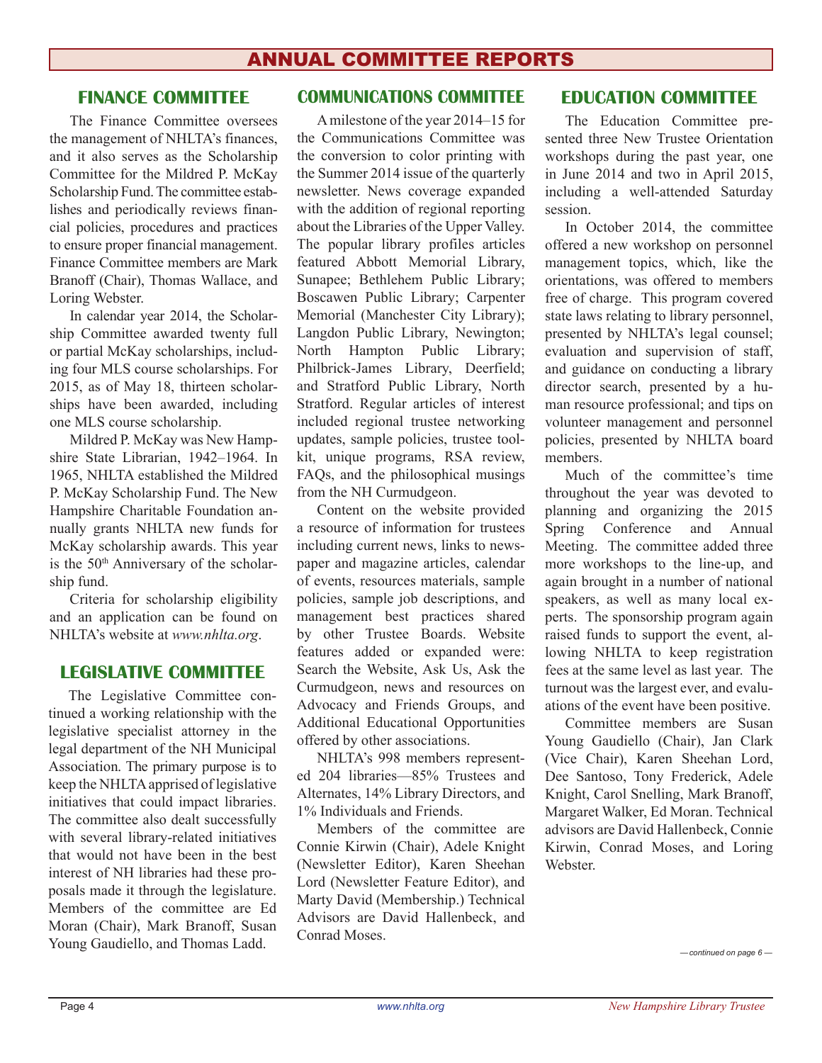# ANNUAL COMMITTEE REPORTS

## FINANCE COMMITTEE

The Finance Committee oversees the management of NHLTA's finances, and it also serves as the Scholarship Committee for the Mildred P. McKay Scholarship Fund. The committee establishes and periodically reviews financial policies, procedures and practices to ensure proper financial management. Finance Committee members are Mark Branoff (Chair), Thomas Wallace, and Loring Webster.

In calendar year 2014, the Scholarship Committee awarded twenty full or partial McKay scholarships, including four MLS course scholarships. For 2015, as of May 18, thirteen scholarships have been awarded, including one MLS course scholarship.

Mildred P. McKay was New Hampshire State Librarian, 1942–1964. In 1965, NHLTA established the Mildred P. McKay Scholarship Fund. The New Hampshire Charitable Foundation annually grants NHLTA new funds for McKay scholarship awards. This year is the 50th Anniversary of the scholarship fund.

Criteria for scholarship eligibility and an application can be found on NHLTA's website at *www.nhlta.org*.

## LEGISLATIVE COMMITTEE

The Legislative Committee continued a working relationship with the legislative specialist attorney in the legal department of the NH Municipal Association. The primary purpose is to keep the NHLTA apprised of legislative initiatives that could impact libraries. The committee also dealt successfully with several library-related initiatives that would not have been in the best interest of NH libraries had these proposals made it through the legislature. Members of the committee are Ed Moran (Chair), Mark Branoff, Susan Young Gaudiello, and Thomas Ladd.

## COMMUNICATIONS COMMITTEE

A milestone of the year 2014–15 for the Communications Committee was the conversion to color printing with the Summer 2014 issue of the quarterly newsletter. News coverage expanded with the addition of regional reporting about the Libraries of the Upper Valley. The popular library profiles articles featured Abbott Memorial Library, Sunapee; Bethlehem Public Library; Boscawen Public Library; Carpenter Memorial (Manchester City Library); Langdon Public Library, Newington; North Hampton Public Library; Philbrick-James Library, Deerfield; and Stratford Public Library, North Stratford. Regular articles of interest included regional trustee networking updates, sample policies, trustee toolkit, unique programs, RSA review, FAQs, and the philosophical musings from the NH Curmudgeon.

Content on the website provided a resource of information for trustees including current news, links to newspaper and magazine articles, calendar of events, resources materials, sample policies, sample job descriptions, and management best practices shared by other Trustee Boards. Website features added or expanded were: Search the Website, Ask Us, Ask the Curmudgeon, news and resources on Advocacy and Friends Groups, and Additional Educational Opportunities offered by other associations.

NHLTA's 998 members represented 204 libraries—85% Trustees and Alternates, 14% Library Directors, and 1% Individuals and Friends.

Members of the committee are Connie Kirwin (Chair), Adele Knight (Newsletter Editor), Karen Sheehan Lord (Newsletter Feature Editor), and Marty David (Membership.) Technical Advisors are David Hallenbeck, and Conrad Moses.

## EDUCATION COMMITTEE

The Education Committee presented three New Trustee Orientation workshops during the past year, one in June 2014 and two in April 2015, including a well-attended Saturday session.

In October 2014, the committee offered a new workshop on personnel management topics, which, like the orientations, was offered to members free of charge. This program covered state laws relating to library personnel, presented by NHLTA's legal counsel; evaluation and supervision of staff, and guidance on conducting a library director search, presented by a human resource professional; and tips on volunteer management and personnel policies, presented by NHLTA board members.

Much of the committee's time throughout the year was devoted to planning and organizing the 2015 Spring Conference and Annual Meeting. The committee added three more workshops to the line-up, and again brought in a number of national speakers, as well as many local experts. The sponsorship program again raised funds to support the event, allowing NHLTA to keep registration fees at the same level as last year. The turnout was the largest ever, and evaluations of the event have been positive.

Committee members are Susan Young Gaudiello (Chair), Jan Clark (Vice Chair), Karen Sheehan Lord, Dee Santoso, Tony Frederick, Adele Knight, Carol Snelling, Mark Branoff, Margaret Walker, Ed Moran. Technical advisors are David Hallenbeck, Connie Kirwin, Conrad Moses, and Loring Webster.

*— continued on page 6 —*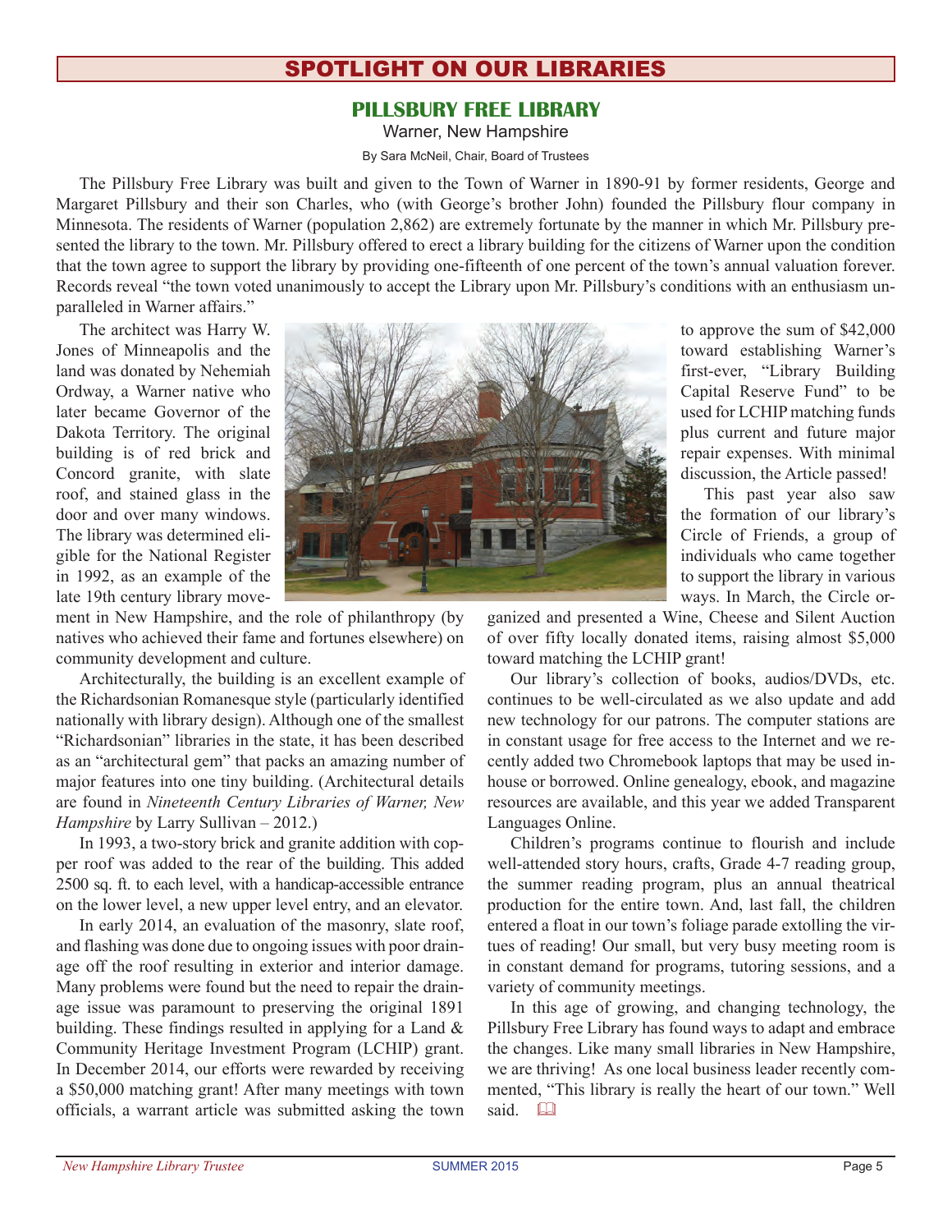## SPOTLIGHT ON OUR LIBRARIES

### PILLSBURY FREE LIBRARY

Warner, New Hampshire

By Sara McNeil, Chair, Board of Trustees

The Pillsbury Free Library was built and given to the Town of Warner in 1890-91 by former residents, George and Margaret Pillsbury and their son Charles, who (with George's brother John) founded the Pillsbury flour company in Minnesota. The residents of Warner (population 2,862) are extremely fortunate by the manner in which Mr. Pillsbury presented the library to the town. Mr. Pillsbury offered to erect a library building for the citizens of Warner upon the condition that the town agree to support the library by providing one-fifteenth of one percent of the town's annual valuation forever. Records reveal "the town voted unanimously to accept the Library upon Mr. Pillsbury's conditions with an enthusiasm unparalleled in Warner affairs."

The architect was Harry W. Jones of Minneapolis and the land was donated by Nehemiah Ordway, a Warner native who later became Governor of the Dakota Territory. The original building is of red brick and Concord granite, with slate roof, and stained glass in the door and over many windows. The library was determined eligible for the National Register in 1992, as an example of the late 19th century library movement in New Hampshire, and the role of philanthropy (by natives who achieved their fame and fortunes elsewhere) on community development and culture.

Architecturally, the building is an excellent example of the Richardsonian Romanesque style (particularly identified nationally with library design). Although one of the smallest "Richardsonian" libraries in the state, it has been described as an "architectural gem" that packs an amazing number of major features into one tiny building. (Architectural details are found in *Nineteenth Century Libraries of Warner, New Hampshire* by Larry Sullivan – 2012.)

In 1993, a two-story brick and granite addition with copper roof was added to the rear of the building. This added 2500 sq. ft. to each level, with a handicap-accessible entrance on the lower level, a new upper level entry, and an elevator.

In early 2014, an evaluation of the masonry, slate roof, and flashing was done due to ongoing issues with poor drainage off the roof resulting in exterior and interior damage. Many problems were found but the need to repair the drainage issue was paramount to preserving the original 1891 building. These findings resulted in applying for a Land & Community Heritage Investment Program (LCHIP) grant. In December 2014, our efforts were rewarded by receiving a $50,000 matching grant! After many meetings with town officials, a warrant article was submitted asking the town to approve the sum of $42,000 toward establishing Warner's first-ever, "Library Building Capital Reserve Fund" to be used for LCHIP matching funds plus current and future major repair expenses. With minimal discussion, the Article passed!

This past year also saw the formation of our library's Circle of Friends, a group of individuals who came together to support the library in various ways. In March, the Circle organized and presented a Wine, Cheese and Silent Auction of over fifty locally donated items, raising almost $5,000 toward matching the LCHIP grant!

Our library's collection of books, audios/DVDs, etc. continues to be well-circulated as we also update and add new technology for our patrons. The computer stations are in constant usage for free access to the Internet and we recently added two Chromebook laptops that may be used in-house or borrowed. Online genealogy, ebook, and magazine resources are available, and this year we added Transparent Languages Online.

Children's programs continue to flourish and include well-attended story hours, crafts, Grade 4-7 reading group, the summer reading program, plus an annual theatrical production for the entire town. And, last fall, the children entered a float in our town's foliage parade extolling the virtues of reading! Our small, but very busy meeting room is in constant demand for programs, tutoring sessions, and a variety of community meetings.

In this age of growing, and changing technology, the Pillsbury Free Library has found ways to adapt and embrace the changes. Like many small libraries in New Hampshire, we are thriving! As one local business leader recently commented, "This library is really the heart of our town." Well said.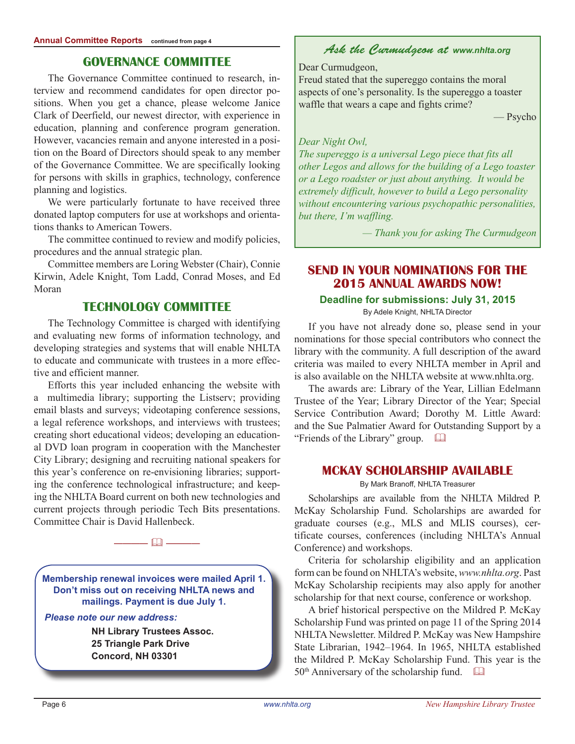**Annual Committee Reports** continued from page 4

## GOVERNANCE COMMITTEE

The Governance Committee continued to research, interview and recommend candidates for open director positions. When you get a chance, please welcome Janice Clark of Deerfield, our newest director, with experience in education, planning and conference program generation. However, vacancies remain and anyone interested in a position on the Board of Directors should speak to any member of the Governance Committee. We are specifically looking for persons with skills in graphics, technology, conference planning and logistics.

We were particularly fortunate to have received three donated laptop computers for use at workshops and orientations thanks to American Towers.

The committee continued to review and modify policies, procedures and the annual strategic plan.

Committee members are Loring Webster (Chair), Connie Kirwin, Adele Knight, Tom Ladd, Conrad Moses, and Ed Moran

## TECHNOLOGY COMMITTEE

The Technology Committee is charged with identifying and evaluating new forms of information technology, and developing strategies and systems that will enable NHLTA to educate and communicate with trustees in a more effective and efficient manner.

Efforts this year included enhancing the website with a multimedia library; supporting the Listserv; providing email blasts and surveys; videotaping conference sessions, a legal reference workshops, and interviews with trustees; creating short educational videos; developing an educational DVD loan program in cooperation with the Manchester City Library; designing and recruiting national speakers for this year's conference on re-envisioning libraries; supporting the conference technological infrastructure; and keeping the NHLTA Board current on both new technologies and current projects through periodic Tech Bits presentations. Committee Chair is David Hallenbeck.

---

**Membership renewal invoices were mailed April 1. Don't miss out on receiving NHLTA news and mailings. Payment is due July 1.**

***Please note our new address:***

**NH Library Trustees Assoc.**
**25 Triangle Park Drive**
**Concord, NH 03301**

---

### *Ask the Curmudgeon at* www.nhlta.org

Dear Curmudgeon,
Freud stated that the supereggo contains the moral aspects of one's personality. Is the supereggo a toaster waffle that wears a cape and fights crime?

— Psycho

*Dear Night Owl,*
*The supereggo is a universal Lego piece that fits all other Legos and allows for the building of a Lego toaster or a Lego roadster or just about anything. It would be extremely difficult, however to build a Lego personality without encountering various psychopathic personalities, but there, I'm waffling.*

*— Thank you for asking The Curmudgeon*

## SEND IN YOUR NOMINATIONS FOR THE 2015 ANNUAL AWARDS NOW!

**Deadline for submissions: July 31, 2015**

By Adele Knight, NHLTA Director

If you have not already done so, please send in your nominations for those special contributors who connect the library with the community. A full description of the award criteria was mailed to every NHLTA member in April and is also available on the NHLTA website at www.nhlta.org.

The awards are: Library of the Year, Lillian Edelmann Trustee of the Year; Library Director of the Year; Special Service Contribution Award; Dorothy M. Little Award: and the Sue Palmatier Award for Outstanding Support by a "Friends of the Library" group.

## MCKAY SCHOLARSHIP AVAILABLE

By Mark Branoff, NHLTA Treasurer

Scholarships are available from the NHLTA Mildred P. McKay Scholarship Fund. Scholarships are awarded for graduate courses (e.g., MLS and MLIS courses), certificate courses, conferences (including NHLTA's Annual Conference) and workshops.

Criteria for scholarship eligibility and an application form can be found on NHLTA's website, *www.nhlta.org*. Past McKay Scholarship recipients may also apply for another scholarship for that next course, conference or workshop.

A brief historical perspective on the Mildred P. McKay Scholarship Fund was printed on page 11 of the Spring 2014 NHLTA Newsletter. Mildred P. McKay was New Hampshire State Librarian, 1942–1964. In 1965, NHLTA established the Mildred P. McKay Scholarship Fund. This year is the 50th Anniversary of the scholarship fund.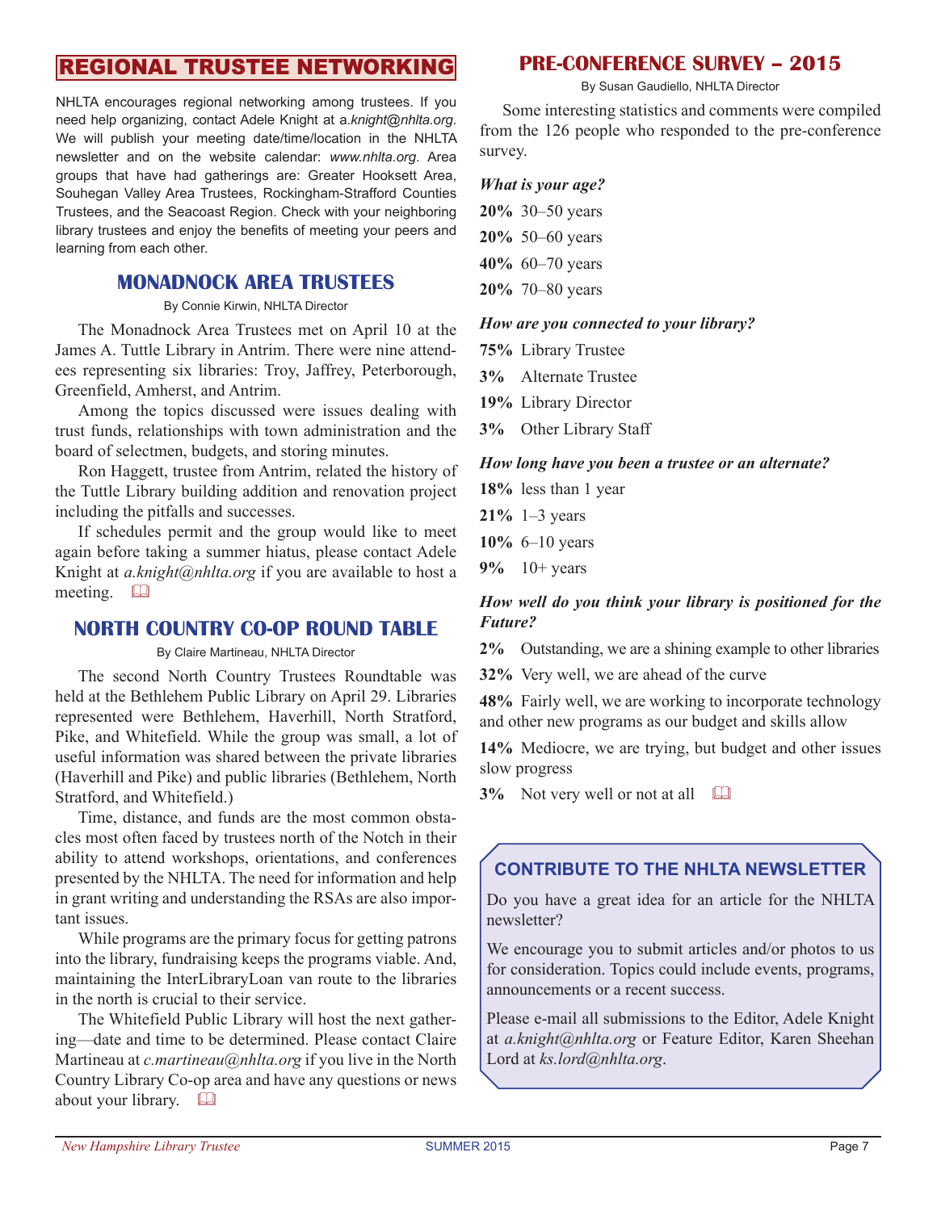## REGIONAL TRUSTEE NETWORKING

NHLTA encourages regional networking among trustees. If you need help organizing, contact Adele Knight at *a.knight@nhlta.org*. We will publish your meeting date/time/location in the NHLTA newsletter and on the website calendar: *www.nhlta.org*. Area groups that have had gatherings are: Greater Hooksett Area, Souhegan Valley Area Trustees, Rockingham-Strafford Counties Trustees, and the Seacoast Region. Check with your neighboring library trustees and enjoy the benefits of meeting your peers and learning from each other.

### MONADNOCK AREA TRUSTEES

By Connie Kirwin, NHLTA Director

The Monadnock Area Trustees met on April 10 at the James A. Tuttle Library in Antrim. There were nine attendees representing six libraries: Troy, Jaffrey, Peterborough, Greenfield, Amherst, and Antrim.

Among the topics discussed were issues dealing with trust funds, relationships with town administration and the board of selectmen, budgets, and storing minutes.

Ron Haggett, trustee from Antrim, related the history of the Tuttle Library building addition and renovation project including the pitfalls and successes.

If schedules permit and the group would like to meet again before taking a summer hiatus, please contact Adele Knight at *a.knight@nhlta.org* if you are available to host a meeting.

### NORTH COUNTRY CO-OP ROUND TABLE

By Claire Martineau, NHLTA Director

The second North Country Trustees Roundtable was held at the Bethlehem Public Library on April 29. Libraries represented were Bethlehem, Haverhill, North Stratford, Pike, and Whitefield. While the group was small, a lot of useful information was shared between the private libraries (Haverhill and Pike) and public libraries (Bethlehem, North Stratford, and Whitefield.)

Time, distance, and funds are the most common obstacles most often faced by trustees north of the Notch in their ability to attend workshops, orientations, and conferences presented by the NHLTA. The need for information and help in grant writing and understanding the RSAs are also important issues.

While programs are the primary focus for getting patrons into the library, fundraising keeps the programs viable. And, maintaining the InterLibraryLoan van route to the libraries in the north is crucial to their service.

The Whitefield Public Library will host the next gathering—date and time to be determined. Please contact Claire Martineau at *c.martineau@nhlta.org* if you live in the North Country Library Co-op area and have any questions or news about your library.

## PRE-CONFERENCE SURVEY – 2015

By Susan Gaudiello, NHLTA Director

Some interesting statistics and comments were compiled from the 126 people who responded to the pre-conference survey.

***What is your age?***

**20%** 30–50 years  
**20%** 50–60 years  
**40%** 60–70 years  
**20%** 70–80 years

***How are you connected to your library?***

**75%** Library Trustee  
**3%** Alternate Trustee  
**19%** Library Director  
**3%** Other Library Staff

***How long have you been a trustee or an alternate?***

**18%** less than 1 year  
**21%** 1–3 years  
**10%** 6–10 years  
**9%** 10+ years

***How well do you think your library is positioned for the Future?***

**2%** Outstanding, we are a shining example to other libraries  
**32%** Very well, we are ahead of the curve  
**48%** Fairly well, we are working to incorporate technology and other new programs as our budget and skills allow  
**14%** Mediocre, we are trying, but budget and other issues slow progress  
**3%** Not very well or not at all

### CONTRIBUTE TO THE NHLTA NEWSLETTER

Do you have a great idea for an article for the NHLTA newsletter?

We encourage you to submit articles and/or photos to us for consideration. Topics could include events, programs, announcements or a recent success.

Please e-mail all submissions to the Editor, Adele Knight at *a.knight@nhlta.org* or Feature Editor, Karen Sheehan Lord at *ks.lord@nhlta.org*.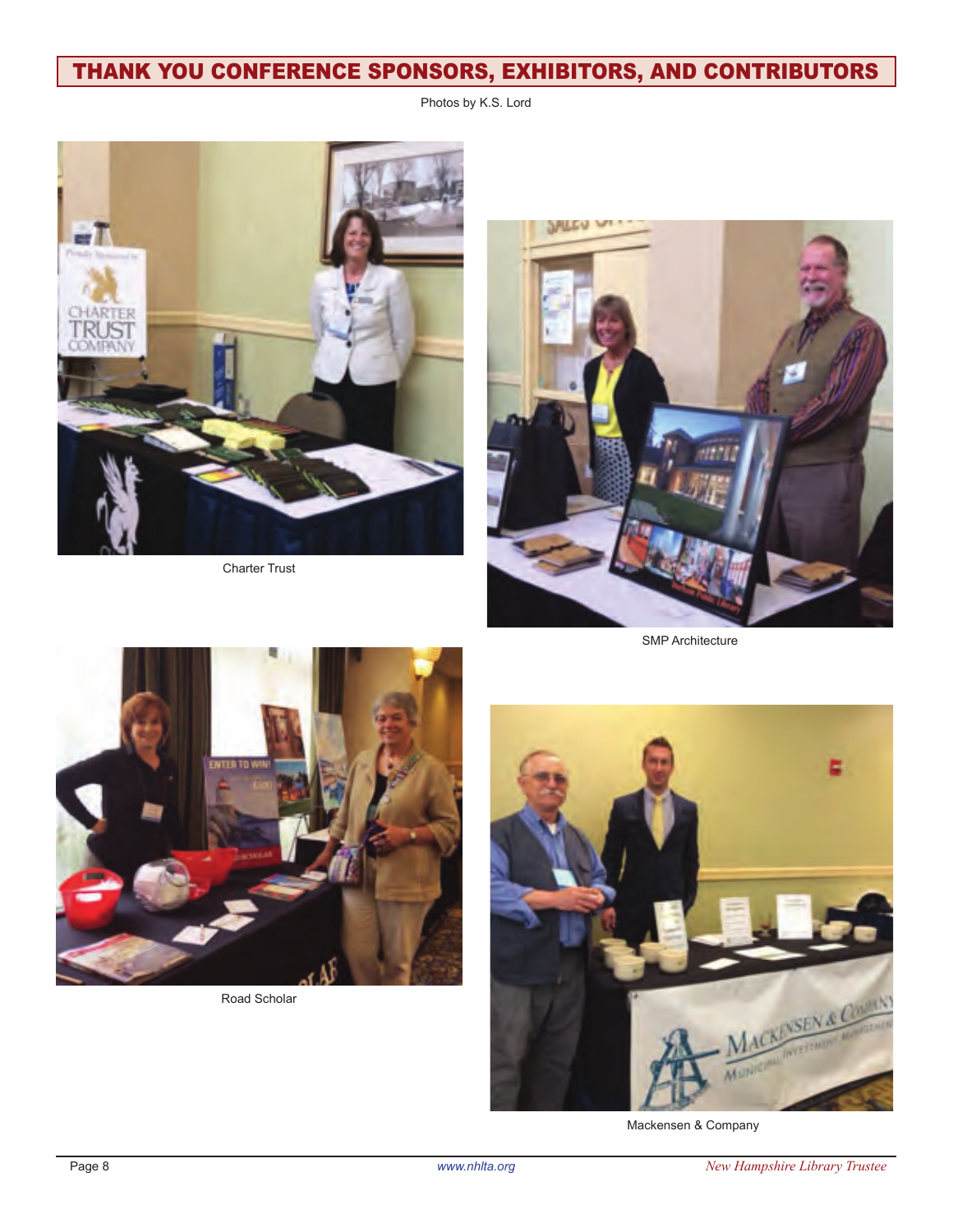## THANK YOU CONFERENCE SPONSORS, EXHIBITORS, AND CONTRIBUTORS

Photos by K.S. Lord

Charter Trust

SMP Architecture

Road Scholar

Mackensen & Company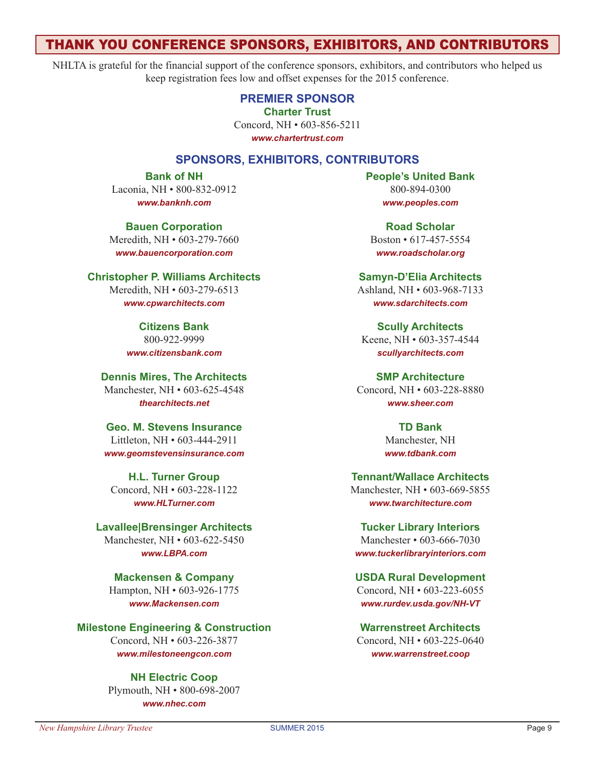# THANK YOU CONFERENCE SPONSORS, EXHIBITORS, AND CONTRIBUTORS

NHLTA is grateful for the financial support of the conference sponsors, exhibitors, and contributors who helped us keep registration fees low and offset expenses for the 2015 conference.

## PREMIER SPONSOR

**Charter Trust**
Concord, NH • 603-856-5211
*www.chartertrust.com*

## SPONSORS, EXHIBITORS, CONTRIBUTORS

**Bank of NH**
Laconia, NH • 800-832-0912
*www.banknh.com*

**Bauen Corporation**
Meredith, NH • 603-279-7660
*www.bauencorporation.com*

**Christopher P. Williams Architects**
Meredith, NH • 603-279-6513
*www.cpwarchitects.com*

**Citizens Bank**
800-922-9999
*www.citizensbank.com*

**Dennis Mires, The Architects**
Manchester, NH • 603-625-4548
*thearchitects.net*

**Geo. M. Stevens Insurance**
Littleton, NH • 603-444-2911
*www.geomstevensinsurance.com*

**H.L. Turner Group**
Concord, NH • 603-228-1122
*www.HLTurner.com*

**Lavallee|Brensinger Architects**
Manchester, NH • 603-622-5450
*www.LBPA.com*

**Mackensen & Company**
Hampton, NH • 603-926-1775
*www.Mackensen.com*

**Milestone Engineering & Construction**
Concord, NH • 603-226-3877
*www.milestoneengcon.com*

**NH Electric Coop**
Plymouth, NH • 800-698-2007
*www.nhec.com*

**People's United Bank**
800-894-0300
*www.peoples.com*

**Road Scholar**
Boston • 617-457-5554
*www.roadscholar.org*

**Samyn-D'Elia Architects**
Ashland, NH • 603-968-7133
*www.sdarchitects.com*

**Scully Architects**
Keene, NH • 603-357-4544
*scullyarchitects.com*

**SMP Architecture**
Concord, NH • 603-228-8880
*www.sheer.com*

**TD Bank**
Manchester, NH
*www.tdbank.com*

**Tennant/Wallace Architects**
Manchester, NH • 603-669-5855
*www.twarchitecture.com*

**Tucker Library Interiors**
Manchester • 603-666-7030
*www.tuckerlibraryinteriors.com*

**USDA Rural Development**
Concord, NH • 603-223-6055
*www.rurdev.usda.gov/NH-VT*

**Warrenstreet Architects**
Concord, NH • 603-225-0640
*www.warrenstreet.coop*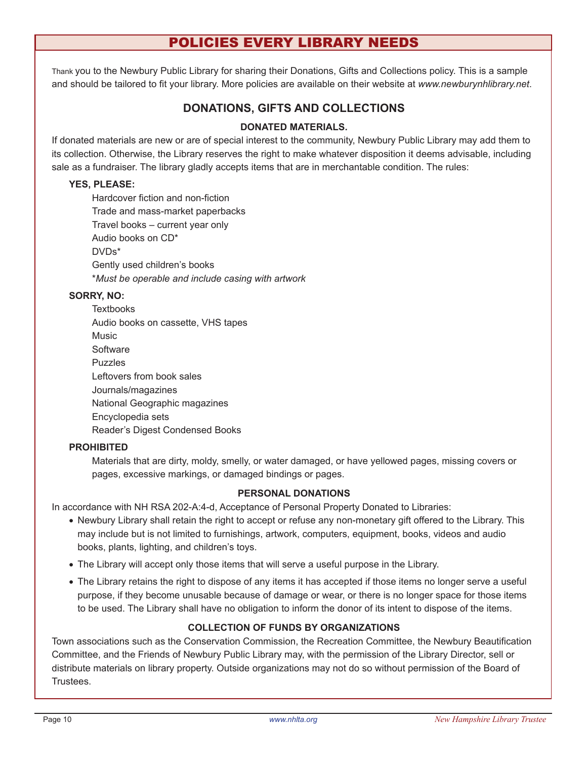# POLICIES EVERY LIBRARY NEEDS

Thank you to the Newbury Public Library for sharing their Donations, Gifts and Collections policy. This is a sample and should be tailored to fit your library. More policies are available on their website at *www.newburynhlibrary.net*.

## DONATIONS, GIFTS AND COLLECTIONS

### DONATED MATERIALS.

If donated materials are new or are of special interest to the community, Newbury Public Library may add them to its collection. Otherwise, the Library reserves the right to make whatever disposition it deems advisable, including sale as a fundraiser. The library gladly accepts items that are in merchantable condition. The rules:

**YES, PLEASE:**

- Hardcover fiction and non-fiction
- Trade and mass-market paperbacks
- Travel books – current year only
- Audio books on CD*
- DVDs*
- Gently used children's books

*\*Must be operable and include casing with artwork*

**SORRY, NO:**

- Textbooks
- Audio books on cassette, VHS tapes
- Music
- Software
- Puzzles
- Leftovers from book sales
- Journals/magazines
- National Geographic magazines
- Encyclopedia sets
- Reader's Digest Condensed Books

**PROHIBITED**

Materials that are dirty, moldy, smelly, or water damaged, or have yellowed pages, missing covers or pages, excessive markings, or damaged bindings or pages.

### PERSONAL DONATIONS

In accordance with NH RSA 202-A:4-d, Acceptance of Personal Property Donated to Libraries:

- Newbury Library shall retain the right to accept or refuse any non-monetary gift offered to the Library. This may include but is not limited to furnishings, artwork, computers, equipment, books, videos and audio books, plants, lighting, and children's toys.
- The Library will accept only those items that will serve a useful purpose in the Library.
- The Library retains the right to dispose of any items it has accepted if those items no longer serve a useful purpose, if they become unusable because of damage or wear, or there is no longer space for those items to be used. The Library shall have no obligation to inform the donor of its intent to dispose of the items.

### COLLECTION OF FUNDS BY ORGANIZATIONS

Town associations such as the Conservation Commission, the Recreation Committee, the Newbury Beautification Committee, and the Friends of Newbury Public Library may, with the permission of the Library Director, sell or distribute materials on library property. Outside organizations may not do so without permission of the Board of Trustees.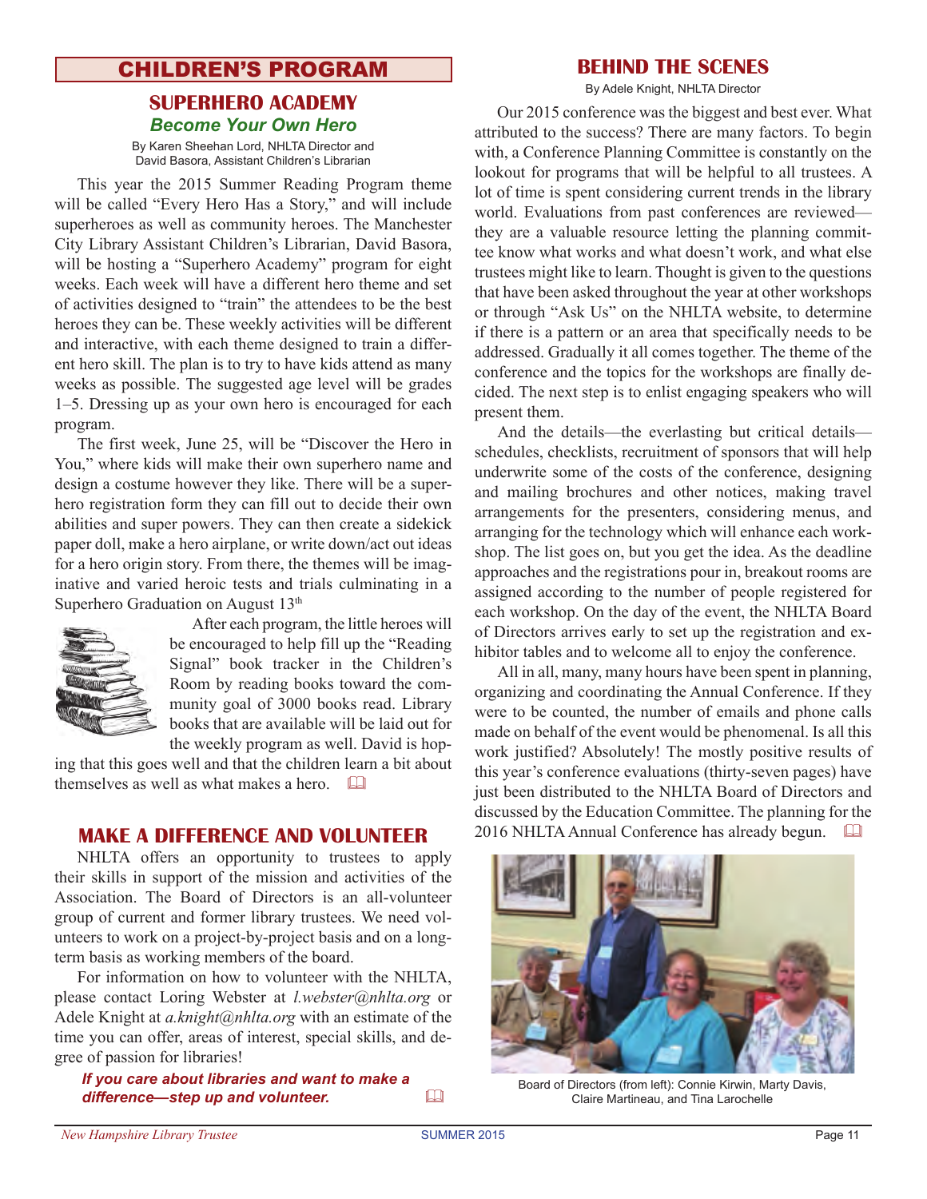## CHILDREN'S PROGRAM

### SUPERHERO ACADEMY

***Become Your Own Hero***

By Karen Sheehan Lord, NHLTA Director and David Basora, Assistant Children's Librarian

This year the 2015 Summer Reading Program theme will be called "Every Hero Has a Story," and will include superheroes as well as community heroes. The Manchester City Library Assistant Children's Librarian, David Basora, will be hosting a "Superhero Academy" program for eight weeks. Each week will have a different hero theme and set of activities designed to "train" the attendees to be the best heroes they can be. These weekly activities will be different and interactive, with each theme designed to train a different hero skill. The plan is to try to have kids attend as many weeks as possible. The suggested age level will be grades 1–5. Dressing up as your own hero is encouraged for each program.

The first week, June 25, will be "Discover the Hero in You," where kids will make their own superhero name and design a costume however they like. There will be a superhero registration form they can fill out to decide their own abilities and super powers. They can then create a sidekick paper doll, make a hero airplane, or write down/act out ideas for a hero origin story. From there, the themes will be imaginative and varied heroic tests and trials culminating in a Superhero Graduation on August 13th

After each program, the little heroes will be encouraged to help fill up the "Reading Signal" book tracker in the Children's Room by reading books toward the community goal of 3000 books read. Library books that are available will be laid out for the weekly program as well. David is hoping that this goes well and that the children learn a bit about themselves as well as what makes a hero.

## MAKE A DIFFERENCE AND VOLUNTEER

NHLTA offers an opportunity to trustees to apply their skills in support of the mission and activities of the Association. The Board of Directors is an all-volunteer group of current and former library trustees. We need volunteers to work on a project-by-project basis and on a long-term basis as working members of the board.

For information on how to volunteer with the NHLTA, please contact Loring Webster at *l.webster@nhlta.org* or Adele Knight at *a.knight@nhlta.org* with an estimate of the time you can offer, areas of interest, special skills, and degree of passion for libraries!

***If you care about libraries and want to make a difference—step up and volunteer.***

## BEHIND THE SCENES

By Adele Knight, NHLTA Director

Our 2015 conference was the biggest and best ever. What attributed to the success? There are many factors. To begin with, a Conference Planning Committee is constantly on the lookout for programs that will be helpful to all trustees. A lot of time is spent considering current trends in the library world. Evaluations from past conferences are reviewed—they are a valuable resource letting the planning committee know what works and what doesn't work, and what else trustees might like to learn. Thought is given to the questions that have been asked throughout the year at other workshops or through "Ask Us" on the NHLTA website, to determine if there is a pattern or an area that specifically needs to be addressed. Gradually it all comes together. The theme of the conference and the topics for the workshops are finally decided. The next step is to enlist engaging speakers who will present them.

And the details—the everlasting but critical details—schedules, checklists, recruitment of sponsors that will help underwrite some of the costs of the conference, designing and mailing brochures and other notices, making travel arrangements for the presenters, considering menus, and arranging for the technology which will enhance each workshop. The list goes on, but you get the idea. As the deadline approaches and the registrations pour in, breakout rooms are assigned according to the number of people registered for each workshop. On the day of the event, the NHLTA Board of Directors arrives early to set up the registration and exhibitor tables and to welcome all to enjoy the conference.

All in all, many, many hours have been spent in planning, organizing and coordinating the Annual Conference. If they were to be counted, the number of emails and phone calls made on behalf of the event would be phenomenal. Is all this work justified? Absolutely! The mostly positive results of this year's conference evaluations (thirty-seven pages) have just been distributed to the NHLTA Board of Directors and discussed by the Education Committee. The planning for the 2016 NHLTA Annual Conference has already begun.

Board of Directors (from left): Connie Kirwin, Marty Davis, Claire Martineau, and Tina Larochelle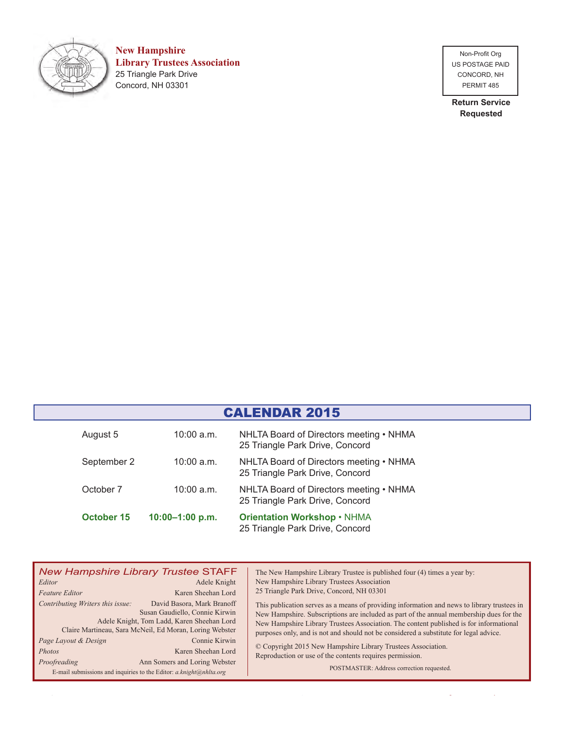**New Hampshire**
**Library Trustees Association**
25 Triangle Park Drive
Concord, NH 03301

Non-Profit Org
US POSTAGE PAID
CONCORD, NH
PERMIT 485

**Return Service Requested**

## CALENDAR 2015

| | | |
|---|---|---|
| August 5 | 10:00 a.m. | NHLTA Board of Directors meeting • NHMA<br>25 Triangle Park Drive, Concord |
| September 2 | 10:00 a.m. | NHLTA Board of Directors meeting • NHMA<br>25 Triangle Park Drive, Concord |
| October 7 | 10:00 a.m. | NHLTA Board of Directors meeting • NHMA<br>25 Triangle Park Drive, Concord |
| **October 15** | **10:00–1:00 p.m.** | **Orientation Workshop** • NHMA<br>25 Triangle Park Drive, Concord |

### *New Hampshire Library Trustee* STAFF

*Editor* — Adele Knight
*Feature Editor* — Karen Sheehan Lord
*Contributing Writers this issue:* — David Basora, Mark Branoff, Susan Gaudiello, Connie Kirwin, Adele Knight, Tom Ladd, Karen Sheehan Lord, Claire Martineau, Sara McNeil, Ed Moran, Loring Webster
*Page Layout & Design* — Connie Kirwin
*Photos* — Karen Sheehan Lord
*Proofreading* — Ann Somers and Loring Webster

E-mail submissions and inquiries to the Editor: *a.knight@nhlta.org*

The New Hampshire Library Trustee is published four (4) times a year by:
New Hampshire Library Trustees Association
25 Triangle Park Drive, Concord, NH 03301

This publication serves as a means of providing information and news to library trustees in New Hampshire. Subscriptions are included as part of the annual membership dues for the New Hampshire Library Trustees Association. The content published is for informational purposes only, and is not and should not be considered a substitute for legal advice.

© Copyright 2015 New Hampshire Library Trustees Association.
Reproduction or use of the contents requires permission.

POSTMASTER: Address correction requested.